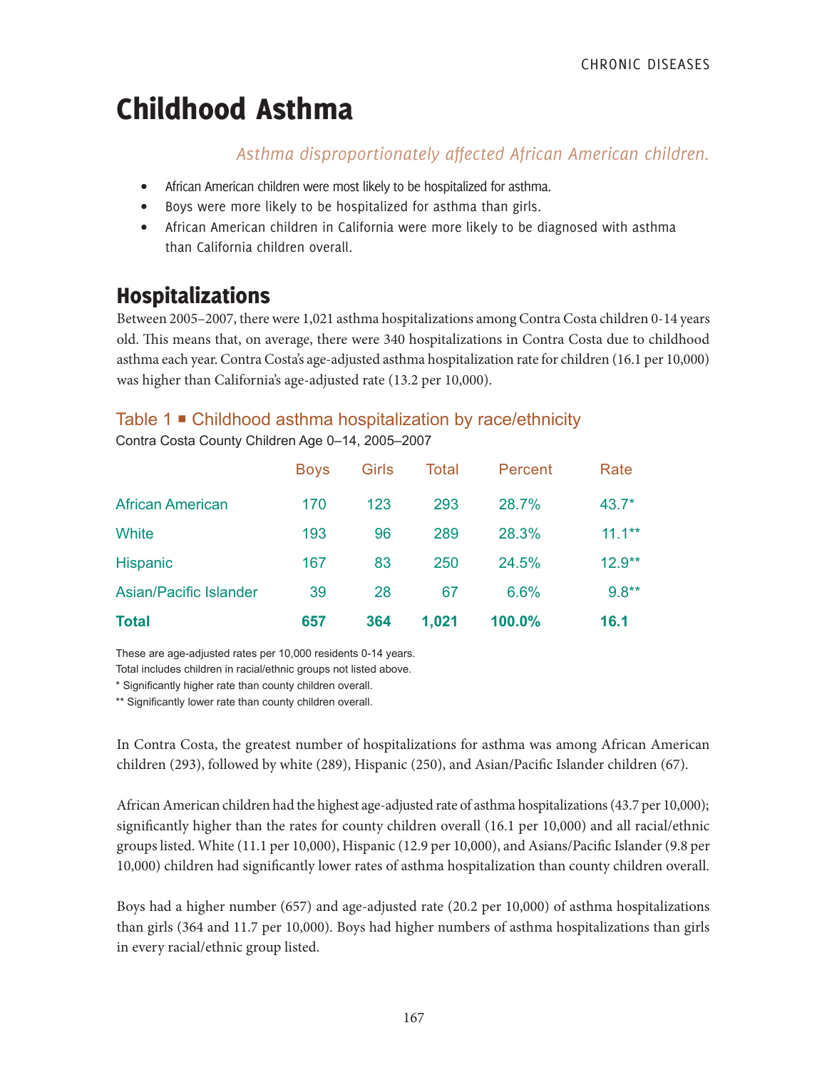# Childhood Asthma

*Asthma disproportionately affected African American children.*

- African American children were most likely to be hospitalized for asthma.
- Boys were more likely to be hospitalized for asthma than girls.
- African American children in California were more likely to be diagnosed with asthma than California children overall.

## Hospitalizations

Between 2005–2007, there were 1,021 asthma hospitalizations among Contra Costa children 0-14 years old. This means that, on average, there were 340 hospitalizations in Contra Costa due to childhood asthma each year. Contra Costa's age-adjusted asthma hospitalization rate for children (16.1 per 10,000) was higher than California's age-adjusted rate (13.2 per 10,000).

### Table 1 ■ Childhood asthma hospitalization by race/ethnicity

Contra Costa County Children Age 0–14, 2005–2007

| | Boys | Girls | Total | Percent | Rate |
|---|---|---|---|---|---|
| African American | 170 | 123 | 293 | 28.7% | 43.7* |
| White | 193 | 96 | 289 | 28.3% | 11.1** |
| Hispanic | 167 | 83 | 250 | 24.5% | 12.9** |
| Asian/Pacific Islander | 39 | 28 | 67 | 6.6% | 9.8** |
| **Total** | **657** | **364** | **1,021** | **100.0%** | **16.1** |

These are age-adjusted rates per 10,000 residents 0-14 years.
Total includes children in racial/ethnic groups not listed above.
* Significantly higher rate than county children overall.
** Significantly lower rate than county children overall.

In Contra Costa, the greatest number of hospitalizations for asthma was among African American children (293), followed by white (289), Hispanic (250), and Asian/Pacific Islander children (67).

African American children had the highest age-adjusted rate of asthma hospitalizations (43.7 per 10,000); significantly higher than the rates for county children overall (16.1 per 10,000) and all racial/ethnic groups listed. White (11.1 per 10,000), Hispanic (12.9 per 10,000), and Asians/Pacific Islander (9.8 per 10,000) children had significantly lower rates of asthma hospitalization than county children overall.

Boys had a higher number (657) and age-adjusted rate (20.2 per 10,000) of asthma hospitalizations than girls (364 and 11.7 per 10,000). Boys had higher numbers of asthma hospitalizations than girls in every racial/ethnic group listed.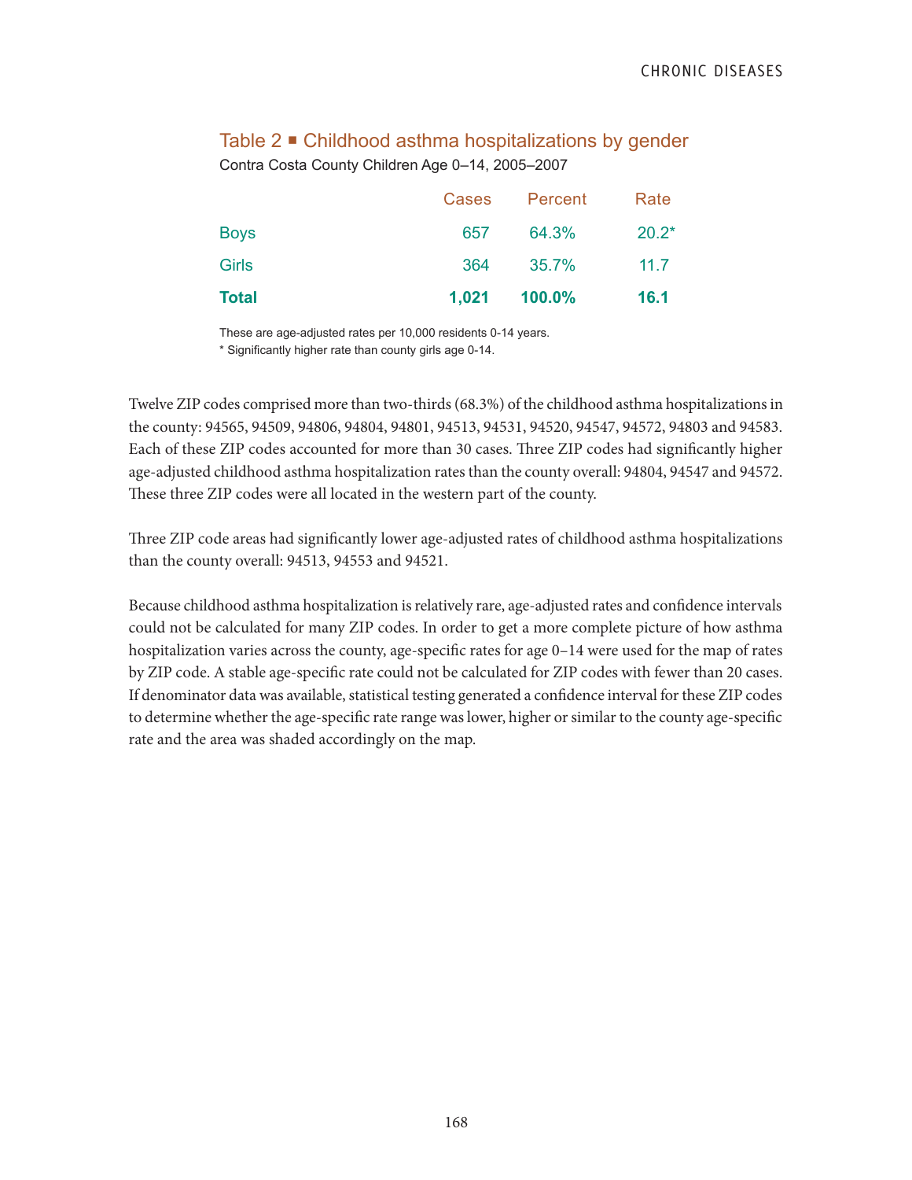### Table 2 ■ Childhood asthma hospitalizations by gender

Contra Costa County Children Age 0–14, 2005–2007

| | Cases | Percent | Rate |
|---|---|---|---|
| Boys | 657 | 64.3% | 20.2* |
| Girls | 364 | 35.7% | 11.7 |
| **Total** | **1,021** | **100.0%** | **16.1** |

These are age-adjusted rates per 10,000 residents 0-14 years.
* Significantly higher rate than county girls age 0-14.

Twelve ZIP codes comprised more than two-thirds (68.3%) of the childhood asthma hospitalizations in the county: 94565, 94509, 94806, 94804, 94801, 94513, 94531, 94520, 94547, 94572, 94803 and 94583. Each of these ZIP codes accounted for more than 30 cases. Three ZIP codes had significantly higher age-adjusted childhood asthma hospitalization rates than the county overall: 94804, 94547 and 94572. These three ZIP codes were all located in the western part of the county.

Three ZIP code areas had significantly lower age-adjusted rates of childhood asthma hospitalizations than the county overall: 94513, 94553 and 94521.

Because childhood asthma hospitalization is relatively rare, age-adjusted rates and confidence intervals could not be calculated for many ZIP codes. In order to get a more complete picture of how asthma hospitalization varies across the county, age-specific rates for age 0–14 were used for the map of rates by ZIP code. A stable age-specific rate could not be calculated for ZIP codes with fewer than 20 cases. If denominator data was available, statistical testing generated a confidence interval for these ZIP codes to determine whether the age-specific rate range was lower, higher or similar to the county age-specific rate and the area was shaded accordingly on the map.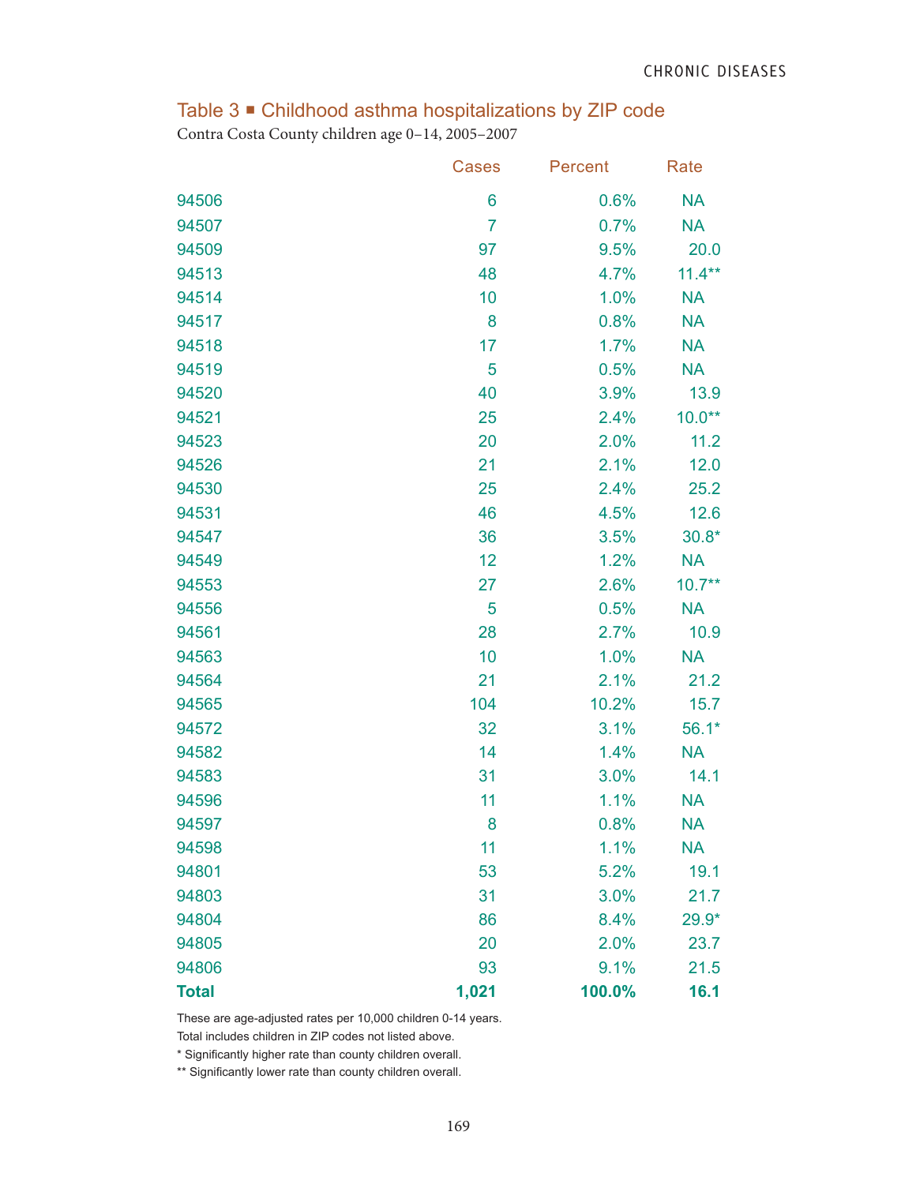## Table 3 ■ Childhood asthma hospitalizations by ZIP code

Contra Costa County children age 0–14, 2005–2007

| | Cases | Percent | Rate |
|---|---|---|---|
| 94506 | 6 | 0.6% | NA |
| 94507 | 7 | 0.7% | NA |
| 94509 | 97 | 9.5% | 20.0 |
| 94513 | 48 | 4.7% | 11.4** |
| 94514 | 10 | 1.0% | NA |
| 94517 | 8 | 0.8% | NA |
| 94518 | 17 | 1.7% | NA |
| 94519 | 5 | 0.5% | NA |
| 94520 | 40 | 3.9% | 13.9 |
| 94521 | 25 | 2.4% | 10.0** |
| 94523 | 20 | 2.0% | 11.2 |
| 94526 | 21 | 2.1% | 12.0 |
| 94530 | 25 | 2.4% | 25.2 |
| 94531 | 46 | 4.5% | 12.6 |
| 94547 | 36 | 3.5% | 30.8* |
| 94549 | 12 | 1.2% | NA |
| 94553 | 27 | 2.6% | 10.7** |
| 94556 | 5 | 0.5% | NA |
| 94561 | 28 | 2.7% | 10.9 |
| 94563 | 10 | 1.0% | NA |
| 94564 | 21 | 2.1% | 21.2 |
| 94565 | 104 | 10.2% | 15.7 |
| 94572 | 32 | 3.1% | 56.1* |
| 94582 | 14 | 1.4% | NA |
| 94583 | 31 | 3.0% | 14.1 |
| 94596 | 11 | 1.1% | NA |
| 94597 | 8 | 0.8% | NA |
| 94598 | 11 | 1.1% | NA |
| 94801 | 53 | 5.2% | 19.1 |
| 94803 | 31 | 3.0% | 21.7 |
| 94804 | 86 | 8.4% | 29.9* |
| 94805 | 20 | 2.0% | 23.7 |
| 94806 | 93 | 9.1% | 21.5 |
| **Total** | **1,021** | **100.0%** | **16.1** |

These are age-adjusted rates per 10,000 children 0-14 years.

Total includes children in ZIP codes not listed above.

* Significantly higher rate than county children overall.

** Significantly lower rate than county children overall.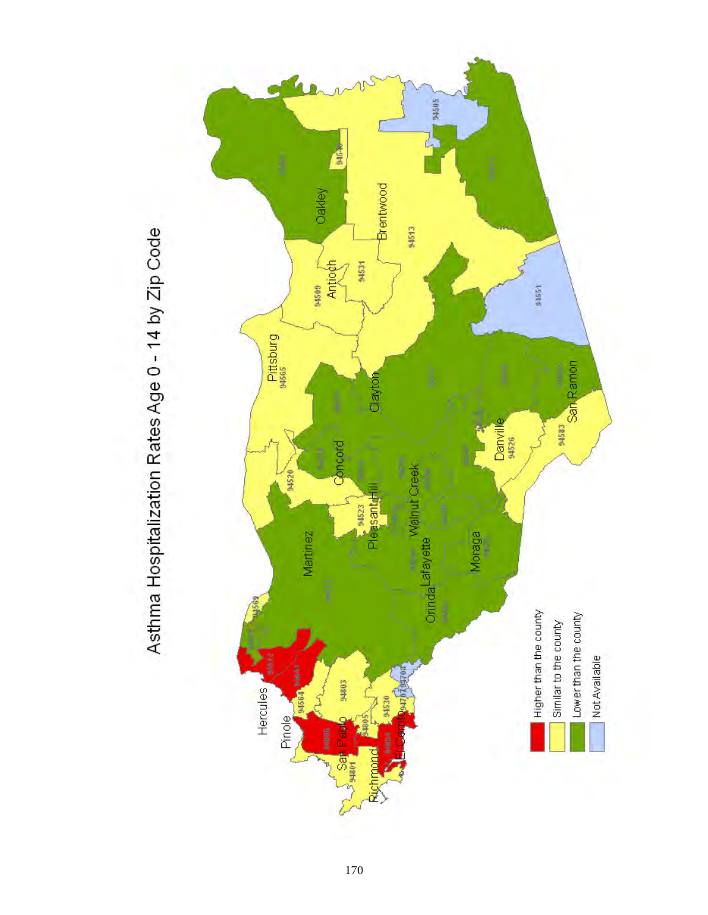# Asthma Hospitalization Rates Age 0 - 14 by Zip Code

- Higher than the county
- Similar to the county
- Lower than the county
- Not Available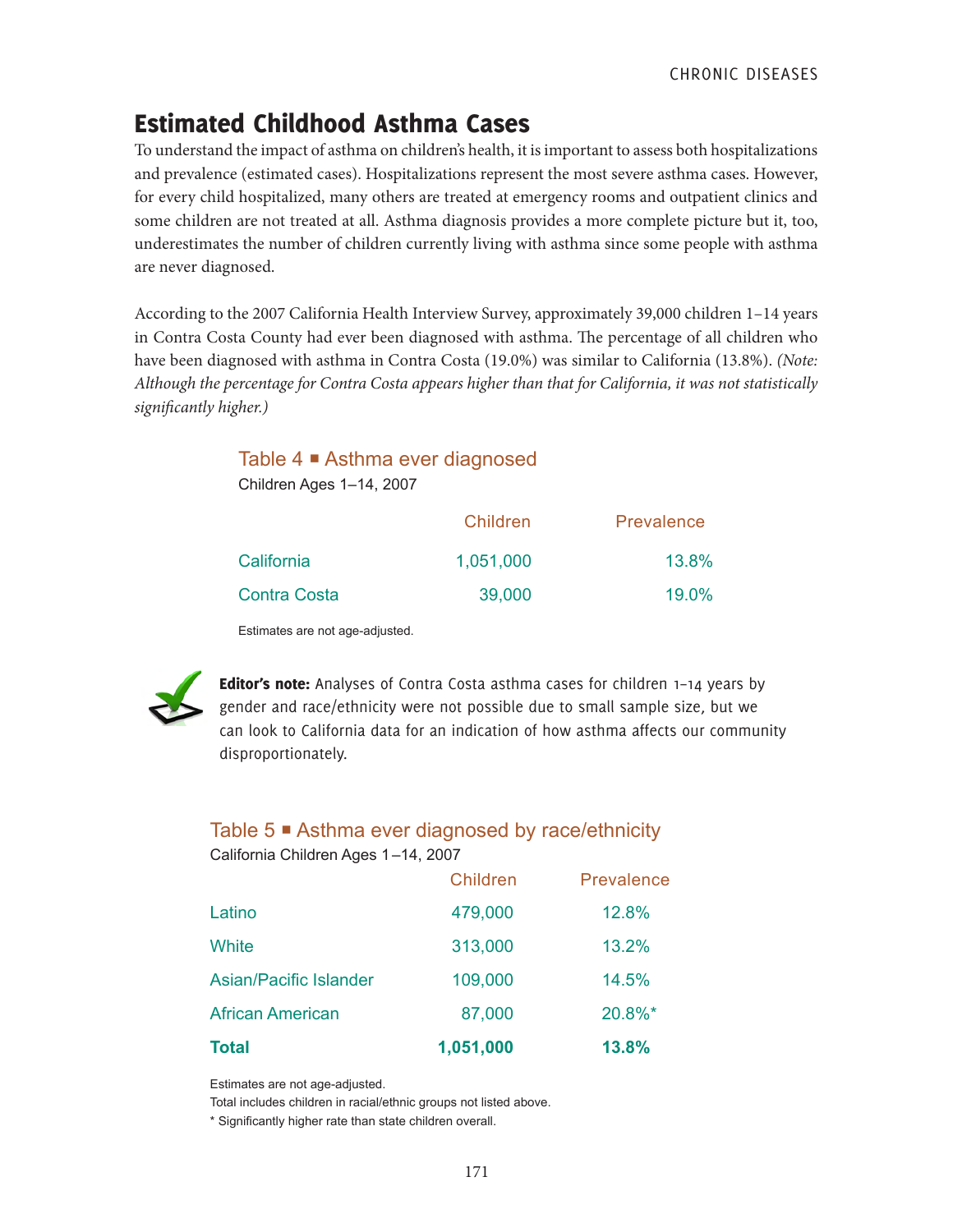## Estimated Childhood Asthma Cases

To understand the impact of asthma on children's health, it is important to assess both hospitalizations and prevalence (estimated cases). Hospitalizations represent the most severe asthma cases. However, for every child hospitalized, many others are treated at emergency rooms and outpatient clinics and some children are not treated at all. Asthma diagnosis provides a more complete picture but it, too, underestimates the number of children currently living with asthma since some people with asthma are never diagnosed.

According to the 2007 California Health Interview Survey, approximately 39,000 children 1–14 years in Contra Costa County had ever been diagnosed with asthma. The percentage of all children who have been diagnosed with asthma in Contra Costa (19.0%) was similar to California (13.8%). *(Note: Although the percentage for Contra Costa appears higher than that for California, it was not statistically significantly higher.)*

**Table 4 ■ Asthma ever diagnosed**

Children Ages 1–14, 2007

| | Children | Prevalence |
|---|---|---|
| California | 1,051,000 | 13.8% |
| Contra Costa | 39,000 | 19.0% |

Estimates are not age-adjusted.

**Editor's note:** Analyses of Contra Costa asthma cases for children 1–14 years by gender and race/ethnicity were not possible due to small sample size, but we can look to California data for an indication of how asthma affects our community disproportionately.

**Table 5 ■ Asthma ever diagnosed by race/ethnicity**

California Children Ages 1–14, 2007

| | Children | Prevalence |
|---|---|---|
| Latino | 479,000 | 12.8% |
| White | 313,000 | 13.2% |
| Asian/Pacific Islander | 109,000 | 14.5% |
| African American | 87,000 | 20.8%* |
| **Total** | **1,051,000** | **13.8%** |

Estimates are not age-adjusted.

Total includes children in racial/ethnic groups not listed above.

* Significantly higher rate than state children overall.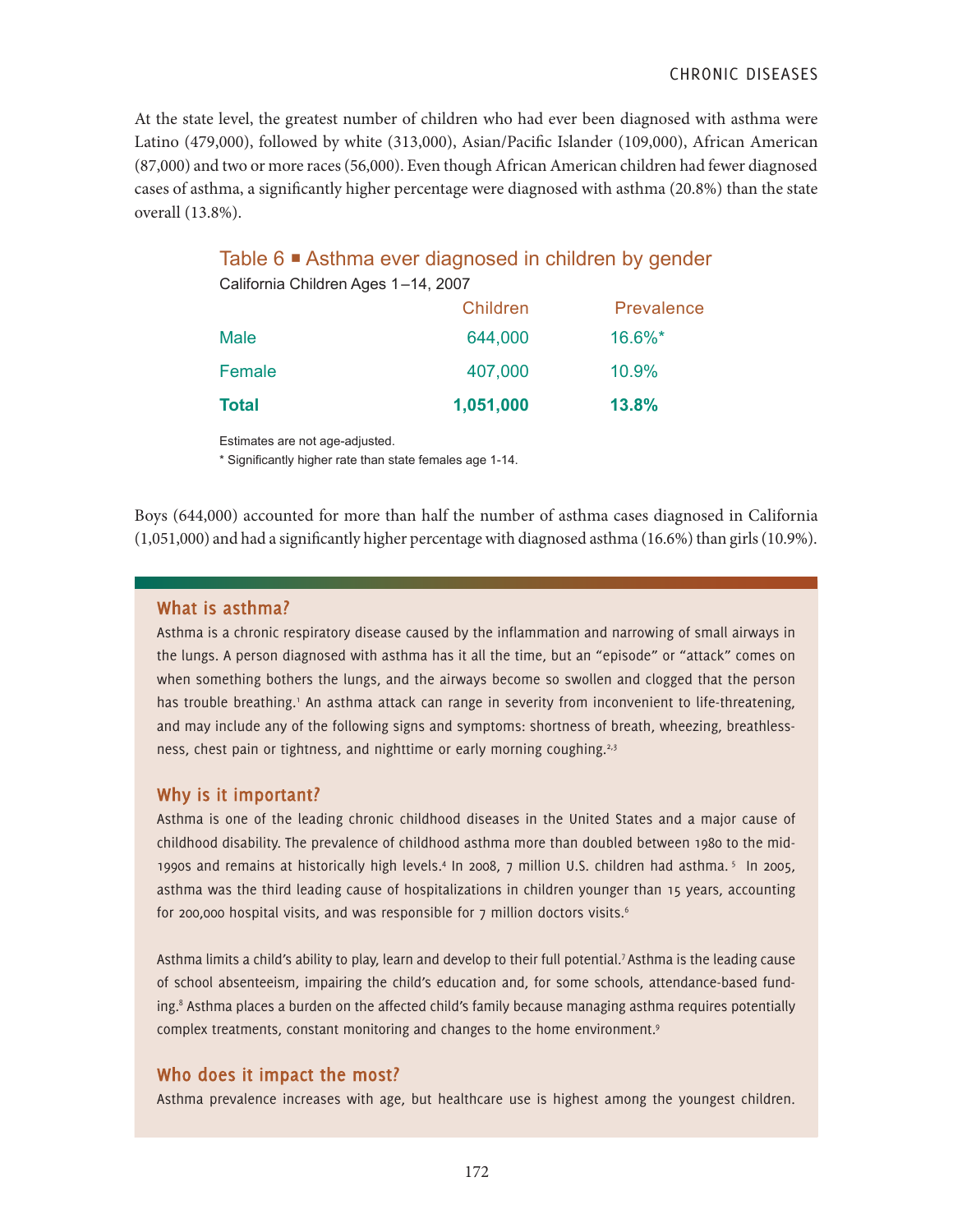At the state level, the greatest number of children who had ever been diagnosed with asthma were Latino (479,000), followed by white (313,000), Asian/Pacific Islander (109,000), African American (87,000) and two or more races (56,000). Even though African American children had fewer diagnosed cases of asthma, a significantly higher percentage were diagnosed with asthma (20.8%) than the state overall (13.8%).

### Table 6 ■ Asthma ever diagnosed in children by gender

California Children Ages 1–14, 2007

| | Children | Prevalence |
|---|---|---|
| Male | 644,000 | 16.6%* |
| Female | 407,000 | 10.9% |
| **Total** | **1,051,000** | **13.8%** |

Estimates are not age-adjusted.

* Significantly higher rate than state females age 1-14.

Boys (644,000) accounted for more than half the number of asthma cases diagnosed in California (1,051,000) and had a significantly higher percentage with diagnosed asthma (16.6%) than girls (10.9%).

## What is asthma?

Asthma is a chronic respiratory disease caused by the inflammation and narrowing of small airways in the lungs. A person diagnosed with asthma has it all the time, but an "episode" or "attack" comes on when something bothers the lungs, and the airways become so swollen and clogged that the person has trouble breathing.[1] An asthma attack can range in severity from inconvenient to life-threatening, and may include any of the following signs and symptoms: shortness of breath, wheezing, breathlessness, chest pain or tightness, and nighttime or early morning coughing.[2,3]

## Why is it important?

Asthma is one of the leading chronic childhood diseases in the United States and a major cause of childhood disability. The prevalence of childhood asthma more than doubled between 1980 to the mid-1990s and remains at historically high levels.[4] In 2008, 7 million U.S. children had asthma.[5] In 2005, asthma was the third leading cause of hospitalizations in children younger than 15 years, accounting for 200,000 hospital visits, and was responsible for 7 million doctors visits.[6]

Asthma limits a child's ability to play, learn and develop to their full potential.[7] Asthma is the leading cause of school absenteeism, impairing the child's education and, for some schools, attendance-based funding.[8] Asthma places a burden on the affected child's family because managing asthma requires potentially complex treatments, constant monitoring and changes to the home environment.[9]

## Who does it impact the most?

Asthma prevalence increases with age, but healthcare use is highest among the youngest children.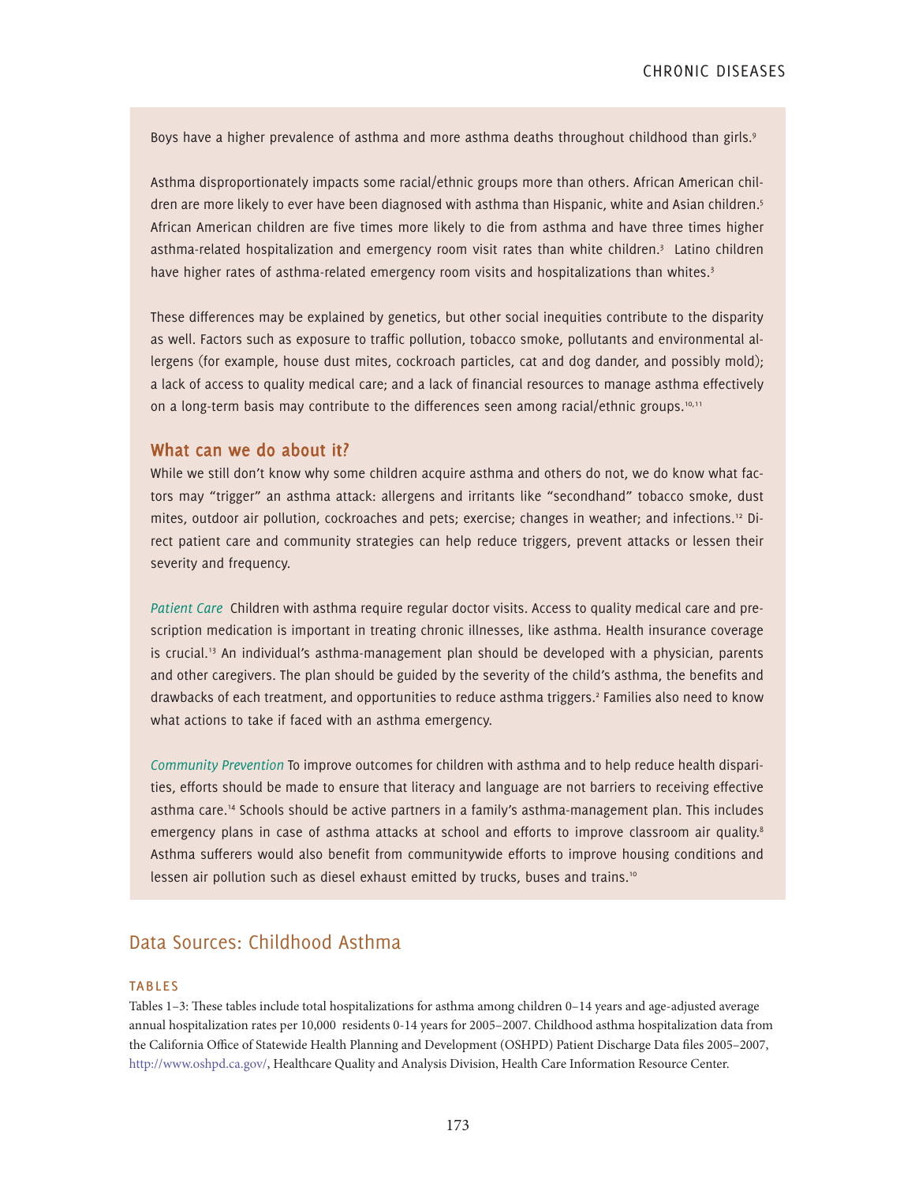Boys have a higher prevalence of asthma and more asthma deaths throughout childhood than girls.[9]

Asthma disproportionately impacts some racial/ethnic groups more than others. African American children are more likely to ever have been diagnosed with asthma than Hispanic, white and Asian children.[5] African American children are five times more likely to die from asthma and have three times higher asthma-related hospitalization and emergency room visit rates than white children.[3] Latino children have higher rates of asthma-related emergency room visits and hospitalizations than whites.[3]

These differences may be explained by genetics, but other social inequities contribute to the disparity as well. Factors such as exposure to traffic pollution, tobacco smoke, pollutants and environmental allergens (for example, house dust mites, cockroach particles, cat and dog dander, and possibly mold); a lack of access to quality medical care; and a lack of financial resources to manage asthma effectively on a long-term basis may contribute to the differences seen among racial/ethnic groups.[10,11]

### What can we do about it?

While we still don't know why some children acquire asthma and others do not, we do know what factors may "trigger" an asthma attack: allergens and irritants like "secondhand" tobacco smoke, dust mites, outdoor air pollution, cockroaches and pets; exercise; changes in weather; and infections.[12] Direct patient care and community strategies can help reduce triggers, prevent attacks or lessen their severity and frequency.

*Patient Care* Children with asthma require regular doctor visits. Access to quality medical care and prescription medication is important in treating chronic illnesses, like asthma. Health insurance coverage is crucial.[13] An individual's asthma-management plan should be developed with a physician, parents and other caregivers. The plan should be guided by the severity of the child's asthma, the benefits and drawbacks of each treatment, and opportunities to reduce asthma triggers.[2] Families also need to know what actions to take if faced with an asthma emergency.

*Community Prevention* To improve outcomes for children with asthma and to help reduce health disparities, efforts should be made to ensure that literacy and language are not barriers to receiving effective asthma care.[14] Schools should be active partners in a family's asthma-management plan. This includes emergency plans in case of asthma attacks at school and efforts to improve classroom air quality.[8] Asthma sufferers would also benefit from communitywide efforts to improve housing conditions and lessen air pollution such as diesel exhaust emitted by trucks, buses and trains.[10]

## Data Sources: Childhood Asthma

#### TABLES

Tables 1–3: These tables include total hospitalizations for asthma among children 0–14 years and age-adjusted average annual hospitalization rates per 10,000 residents 0-14 years for 2005–2007. Childhood asthma hospitalization data from the California Office of Statewide Health Planning and Development (OSHPD) Patient Discharge Data files 2005–2007, http://www.oshpd.ca.gov/, Healthcare Quality and Analysis Division, Health Care Information Resource Center.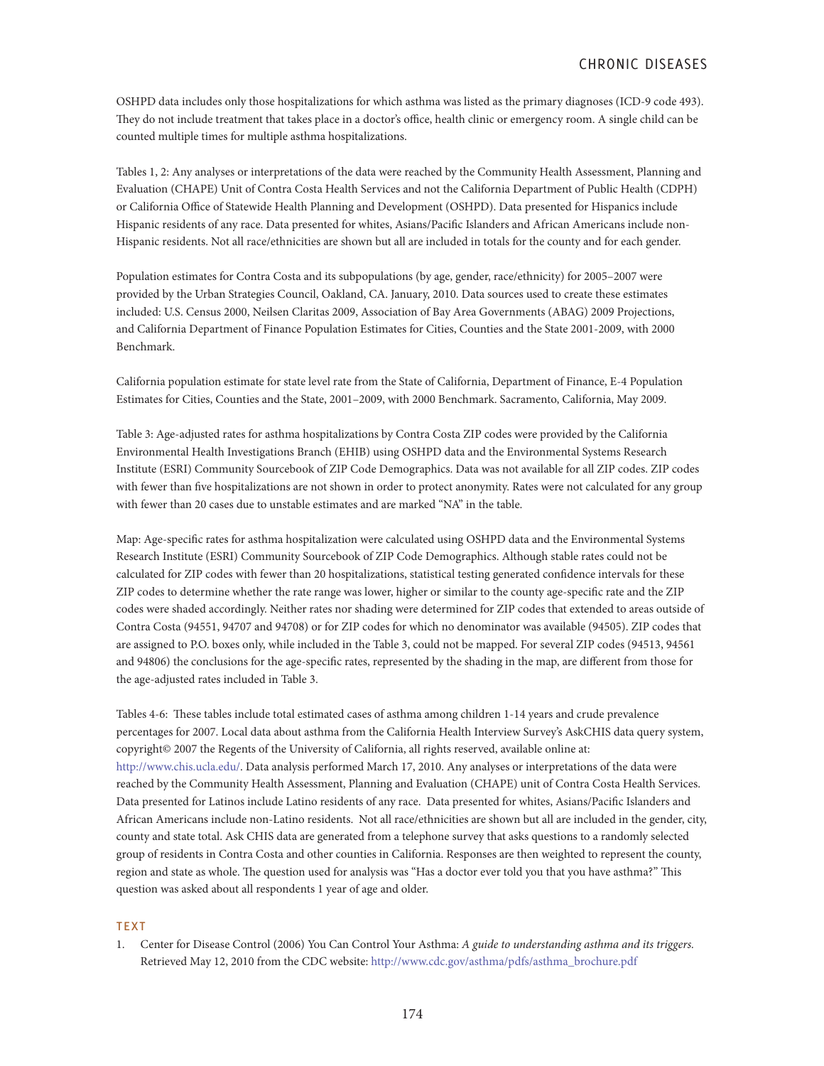OSHPD data includes only those hospitalizations for which asthma was listed as the primary diagnoses (ICD-9 code 493). They do not include treatment that takes place in a doctor's office, health clinic or emergency room. A single child can be counted multiple times for multiple asthma hospitalizations.

Tables 1, 2: Any analyses or interpretations of the data were reached by the Community Health Assessment, Planning and Evaluation (CHAPE) Unit of Contra Costa Health Services and not the California Department of Public Health (CDPH) or California Office of Statewide Health Planning and Development (OSHPD). Data presented for Hispanics include Hispanic residents of any race. Data presented for whites, Asians/Pacific Islanders and African Americans include non-Hispanic residents. Not all race/ethnicities are shown but all are included in totals for the county and for each gender.

Population estimates for Contra Costa and its subpopulations (by age, gender, race/ethnicity) for 2005–2007 were provided by the Urban Strategies Council, Oakland, CA. January, 2010. Data sources used to create these estimates included: U.S. Census 2000, Neilsen Claritas 2009, Association of Bay Area Governments (ABAG) 2009 Projections, and California Department of Finance Population Estimates for Cities, Counties and the State 2001-2009, with 2000 Benchmark.

California population estimate for state level rate from the State of California, Department of Finance, E-4 Population Estimates for Cities, Counties and the State, 2001–2009, with 2000 Benchmark. Sacramento, California, May 2009.

Table 3: Age-adjusted rates for asthma hospitalizations by Contra Costa ZIP codes were provided by the California Environmental Health Investigations Branch (EHIB) using OSHPD data and the Environmental Systems Research Institute (ESRI) Community Sourcebook of ZIP Code Demographics. Data was not available for all ZIP codes. ZIP codes with fewer than five hospitalizations are not shown in order to protect anonymity. Rates were not calculated for any group with fewer than 20 cases due to unstable estimates and are marked "NA" in the table.

Map: Age-specific rates for asthma hospitalization were calculated using OSHPD data and the Environmental Systems Research Institute (ESRI) Community Sourcebook of ZIP Code Demographics. Although stable rates could not be calculated for ZIP codes with fewer than 20 hospitalizations, statistical testing generated confidence intervals for these ZIP codes to determine whether the rate range was lower, higher or similar to the county age-specific rate and the ZIP codes were shaded accordingly. Neither rates nor shading were determined for ZIP codes that extended to areas outside of Contra Costa (94551, 94707 and 94708) or for ZIP codes for which no denominator was available (94505). ZIP codes that are assigned to P.O. boxes only, while included in the Table 3, could not be mapped. For several ZIP codes (94513, 94561 and 94806) the conclusions for the age-specific rates, represented by the shading in the map, are different from those for the age-adjusted rates included in Table 3.

Tables 4-6: These tables include total estimated cases of asthma among children 1-14 years and crude prevalence percentages for 2007. Local data about asthma from the California Health Interview Survey's AskCHIS data query system, copyright© 2007 the Regents of the University of California, all rights reserved, available online at: http://www.chis.ucla.edu/. Data analysis performed March 17, 2010. Any analyses or interpretations of the data were reached by the Community Health Assessment, Planning and Evaluation (CHAPE) unit of Contra Costa Health Services. Data presented for Latinos include Latino residents of any race. Data presented for whites, Asians/Pacific Islanders and African Americans include non-Latino residents. Not all race/ethnicities are shown but all are included in the gender, city, county and state total. Ask CHIS data are generated from a telephone survey that asks questions to a randomly selected group of residents in Contra Costa and other counties in California. Responses are then weighted to represent the county, region and state as whole. The question used for analysis was "Has a doctor ever told you that you have asthma?" This question was asked about all respondents 1 year of age and older.

## TEXT

1. Center for Disease Control (2006) You Can Control Your Asthma: *A guide to understanding asthma and its triggers.* Retrieved May 12, 2010 from the CDC website: http://www.cdc.gov/asthma/pdfs/asthma_brochure.pdf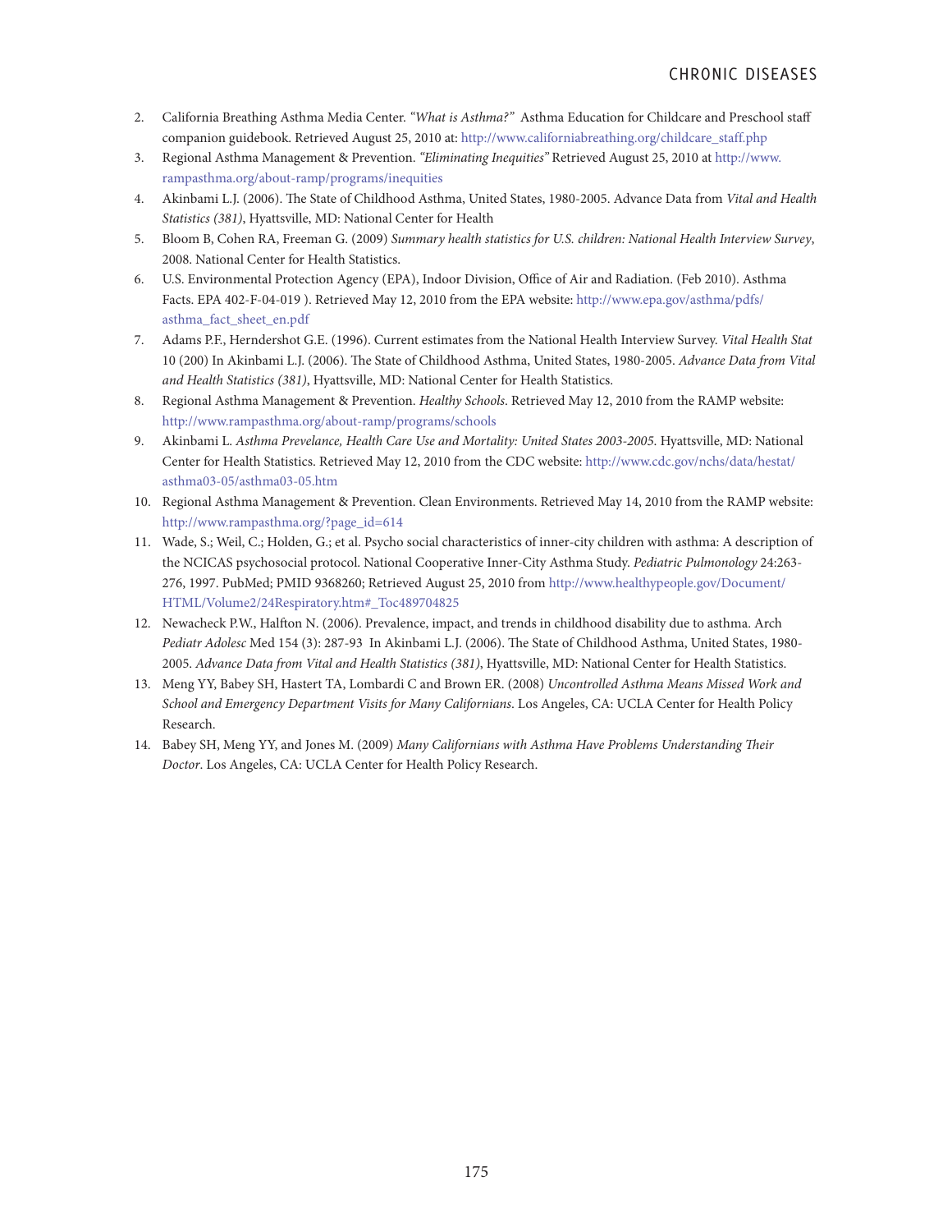2. California Breathing Asthma Media Center. *"What is Asthma?"* Asthma Education for Childcare and Preschool staff companion guidebook. Retrieved August 25, 2010 at: http://www.californiabreathing.org/childcare_staff.php
3. Regional Asthma Management & Prevention. *"Eliminating Inequities"* Retrieved August 25, 2010 at http://www.rampasthma.org/about-ramp/programs/inequities
4. Akinbami L.J. (2006). The State of Childhood Asthma, United States, 1980-2005. Advance Data from *Vital and Health Statistics (381)*, Hyattsville, MD: National Center for Health
5. Bloom B, Cohen RA, Freeman G. (2009) *Summary health statistics for U.S. children: National Health Interview Survey*, 2008. National Center for Health Statistics.
6. U.S. Environmental Protection Agency (EPA), Indoor Division, Office of Air and Radiation. (Feb 2010). Asthma Facts. EPA 402-F-04-019 ). Retrieved May 12, 2010 from the EPA website: http://www.epa.gov/asthma/pdfs/asthma_fact_sheet_en.pdf
7. Adams P.F., Herndershot G.E. (1996). Current estimates from the National Health Interview Survey. *Vital Health Stat* 10 (200) In Akinbami L.J. (2006). The State of Childhood Asthma, United States, 1980-2005. *Advance Data from Vital and Health Statistics (381)*, Hyattsville, MD: National Center for Health Statistics.
8. Regional Asthma Management & Prevention. *Healthy Schools*. Retrieved May 12, 2010 from the RAMP website: http://www.rampasthma.org/about-ramp/programs/schools
9. Akinbami L. *Asthma Prevelance, Health Care Use and Mortality: United States 2003-2005*. Hyattsville, MD: National Center for Health Statistics. Retrieved May 12, 2010 from the CDC website: http://www.cdc.gov/nchs/data/hestat/asthma03-05/asthma03-05.htm
10. Regional Asthma Management & Prevention. Clean Environments. Retrieved May 14, 2010 from the RAMP website: http://www.rampasthma.org/?page_id=614
11. Wade, S.; Weil, C.; Holden, G.; et al. Psycho social characteristics of inner-city children with asthma: A description of the NCICAS psychosocial protocol. National Cooperative Inner-City Asthma Study. *Pediatric Pulmonology* 24:263-276, 1997. PubMed; PMID 9368260; Retrieved August 25, 2010 from http://www.healthypeople.gov/Document/HTML/Volume2/24Respiratory.htm#_Toc489704825
12. Newacheck P.W., Halfton N. (2006). Prevalence, impact, and trends in childhood disability due to asthma. Arch *Pediatr Adolesc* Med 154 (3): 287-93 In Akinbami L.J. (2006). The State of Childhood Asthma, United States, 1980-2005. *Advance Data from Vital and Health Statistics (381)*, Hyattsville, MD: National Center for Health Statistics.
13. Meng YY, Babey SH, Hastert TA, Lombardi C and Brown ER. (2008) *Uncontrolled Asthma Means Missed Work and School and Emergency Department Visits for Many Californians*. Los Angeles, CA: UCLA Center for Health Policy Research.
14. Babey SH, Meng YY, and Jones M. (2009) *Many Californians with Asthma Have Problems Understanding Their Doctor*. Los Angeles, CA: UCLA Center for Health Policy Research.